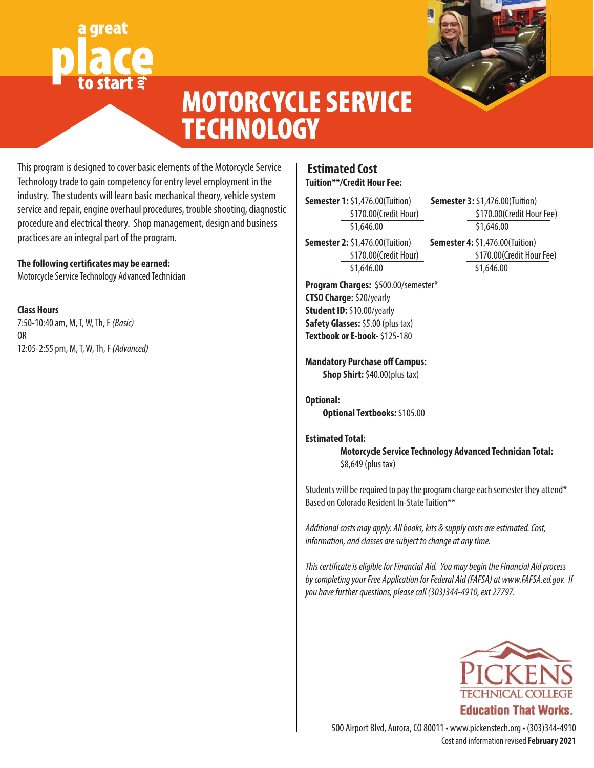a great place to start for

# MOTORCYCLE SERVICE TECHNOLOGY

This program is designed to cover basic elements of the Motorcycle Service Technology trade to gain competency for entry level employment in the industry. The students will learn basic mechanical theory, vehicle system service and repair, engine overhaul procedures, trouble shooting, diagnostic procedure and electrical theory. Shop management, design and business practices are an integral part of the program.

**The following certificates may be earned:**
Motorcycle Service Technology Advanced Technician

---

**Class Hours**
7:50-10:40 am, M, T, W, Th, F *(Basic)*
OR
12:05-2:55 pm, M, T, W, Th, F *(Advanced)*

## Estimated Cost

**Tuition**/Credit Hour Fee:**

**Semester 1:** $1,476.00(Tuition)
$170.00(Credit Hour)
$1,646.00

**Semester 2:** $1,476.00(Tuition)
$170.00(Credit Hour)
$1,646.00

**Semester 3:** $1,476.00(Tuition)
$170.00(Credit Hour Fee)
$1,646.00

**Semester 4:** $1,476.00(Tuition)
$170.00(Credit Hour Fee)
$1,646.00

**Program Charges:** $500.00/semester*
**CTSO Charge:** $20/yearly
**Student ID:** $10.00/yearly
**Safety Glasses:** $5.00 (plus tax)
**Textbook or E-book-** $125-180

**Mandatory Purchase off Campus:**
**Shop Shirt:** $40.00(plus tax)

**Optional:**
**Optional Textbooks:** $105.00

**Estimated Total:**
**Motorcycle Service Technology Advanced Technician Total:**
$8,649 (plus tax)

Students will be required to pay the program charge each semester they attend*
Based on Colorado Resident In-State Tuition**

*Additional costs may apply. All books, kits & supply costs are estimated. Cost, information, and classes are subject to change at any time.*

*This certificate is eligible for Financial Aid. You may begin the Financial Aid process by completing your Free Application for Federal Aid (FAFSA) at www.FAFSA.ed.gov. If you have further questions, please call (303)344-4910, ext 27797.*

PICKENS TECHNICAL COLLEGE
**Education That Works.**

500 Airport Blvd, Aurora, CO 80011 • www.pickenstech.org • (303)344-4910
Cost and information revised **February 2021**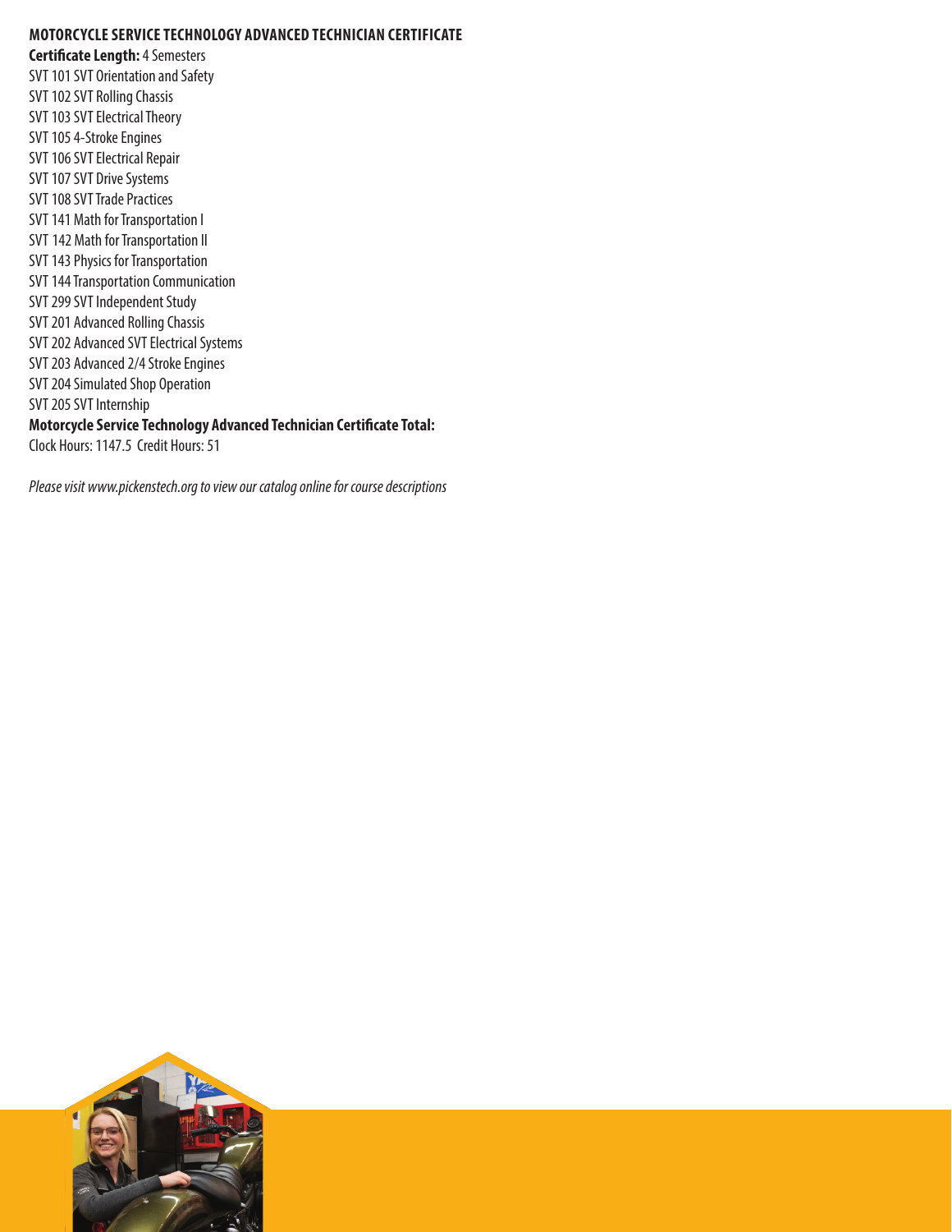## MOTORCYCLE SERVICE TECHNOLOGY ADVANCED TECHNICIAN CERTIFICATE

**Certificate Length:** 4 Semesters

SVT 101 SVT Orientation and Safety
SVT 102 SVT Rolling Chassis
SVT 103 SVT Electrical Theory
SVT 105 4-Stroke Engines
SVT 106 SVT Electrical Repair
SVT 107 SVT Drive Systems
SVT 108 SVT Trade Practices
SVT 141 Math for Transportation I
SVT 142 Math for Transportation II
SVT 143 Physics for Transportation
SVT 144 Transportation Communication
SVT 299 SVT Independent Study
SVT 201 Advanced Rolling Chassis
SVT 202 Advanced SVT Electrical Systems
SVT 203 Advanced 2/4 Stroke Engines
SVT 204 Simulated Shop Operation
SVT 205 SVT Internship

**Motorcycle Service Technology Advanced Technician Certificate Total:**
Clock Hours: 1147.5 Credit Hours: 51

*Please visit www.pickenstech.org to view our catalog online for course descriptions*